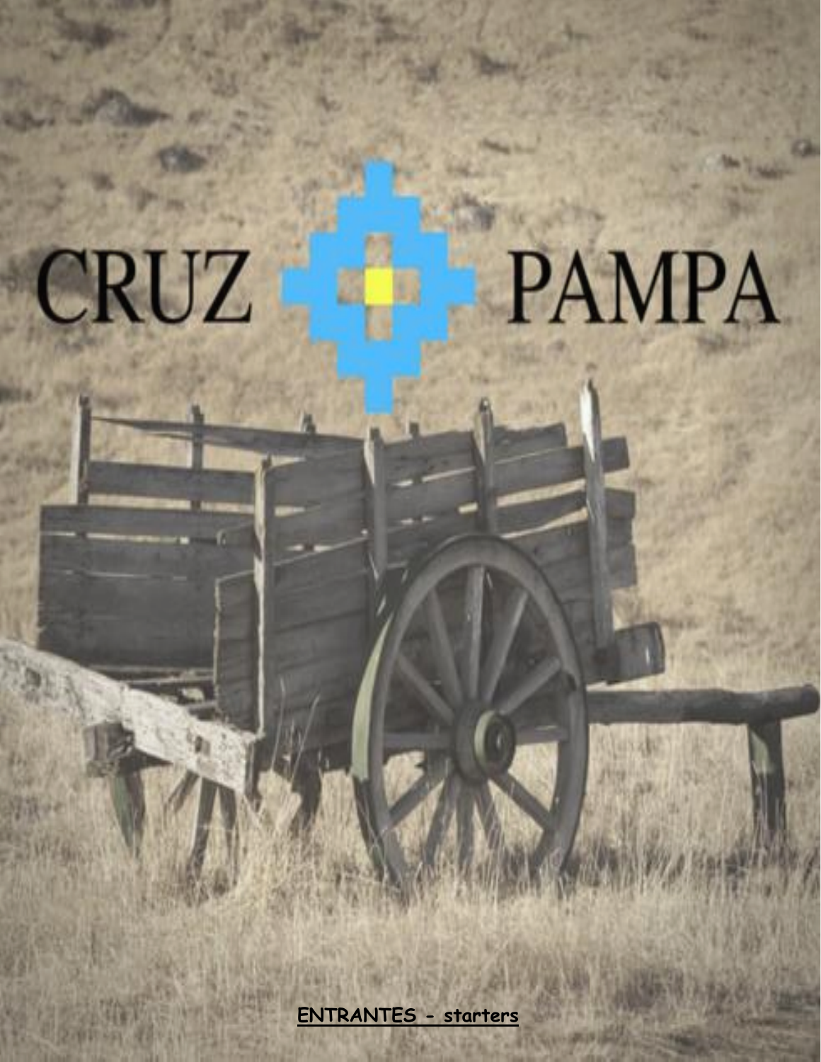# CRUZ PAMPA

**ENTRANTES - starters**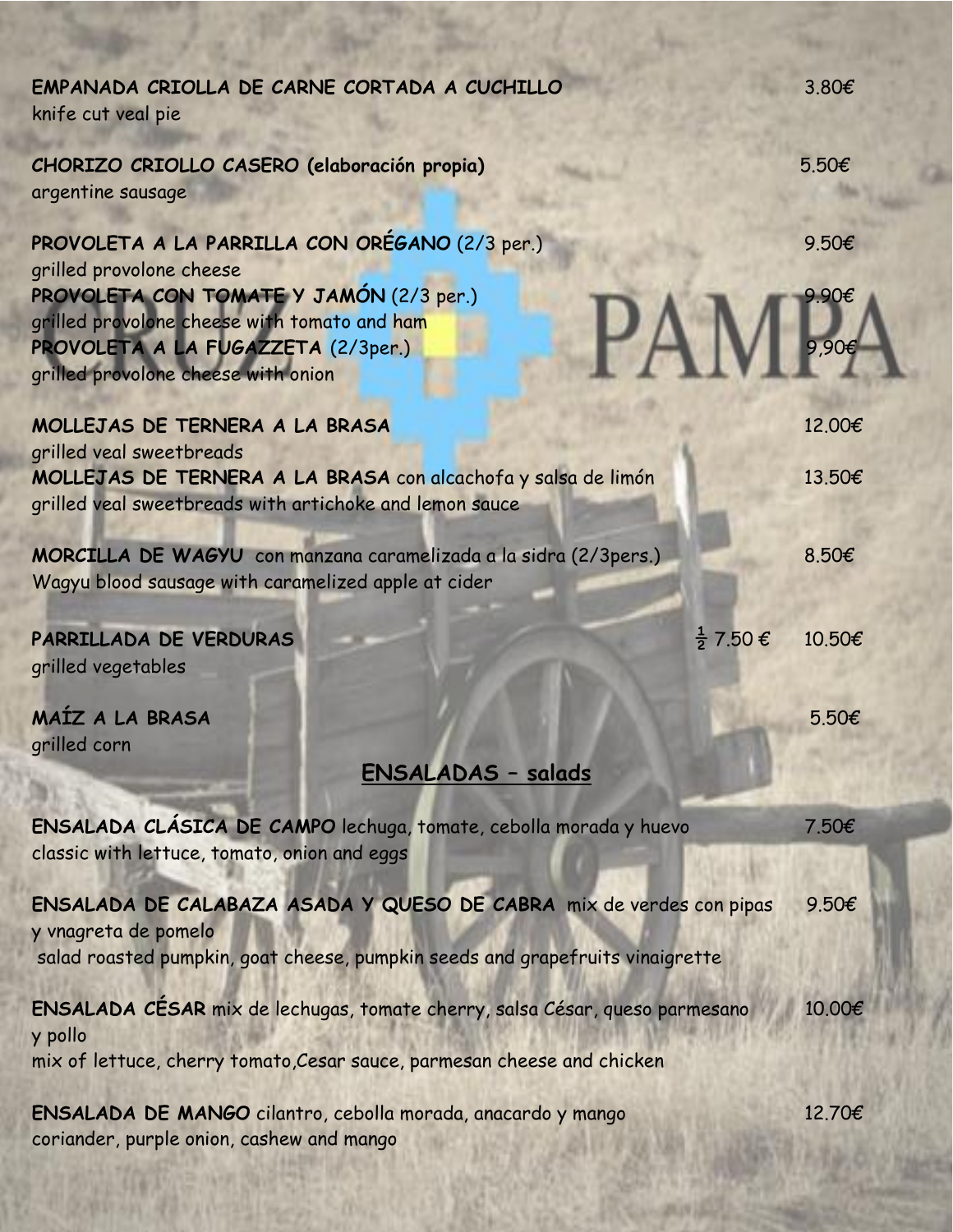**EMPANADA CRIOLLA DE CARNE CORTADA A CUCHILLO** 3.80€
knife cut veal pie

**CHORIZO CRIOLLO CASERO (elaboración propia)** 5.50€
argentine sausage

**PROVOLETA A LA PARRILLA CON ORÉGANO** (2/3 per.) 9.50€
grilled provolone cheese
**PROVOLETA CON TOMATE Y JAMÓN** (2/3 per.) 9.90€
grilled provolone cheese with tomato and ham
**PROVOLETA A LA FUGAZZETA** (2/3per.) 9,90€
grilled provolone cheese with onion

**MOLLEJAS DE TERNERA A LA BRASA** 12.00€
grilled veal sweetbreads
**MOLLEJAS DE TERNERA A LA BRASA** con alcachofa y salsa de limón 13.50€
grilled veal sweetbreads with artichoke and lemon sauce

**MORCILLA DE WAGYU** con manzana caramelizada a la sidra (2/3pers.) 8.50€
Wagyu blood sausage with caramelized apple at cider

**PARRILLADA DE VERDURAS** ½ 7.50 € 10.50€
grilled vegetables

**MAÍZ A LA BRASA** 5.50€
grilled corn

## ENSALADAS – salads

**ENSALADA CLÁSICA DE CAMPO** lechuga, tomate, cebolla morada y huevo 7.50€
classic with lettuce, tomato, onion and eggs

**ENSALADA DE CALABAZA ASADA Y QUESO DE CABRA** mix de verdes con pipas y vnagreta de pomelo 9.50€
salad roasted pumpkin, goat cheese, pumpkin seeds and grapefruits vinaigrette

**ENSALADA CÉSAR** mix de lechugas, tomate cherry, salsa César, queso parmesano y pollo 10.00€
mix of lettuce, cherry tomato,Cesar sauce, parmesan cheese and chicken

**ENSALADA DE MANGO** cilantro, cebolla morada, anacardo y mango 12.70€
coriander, purple onion, cashew and mango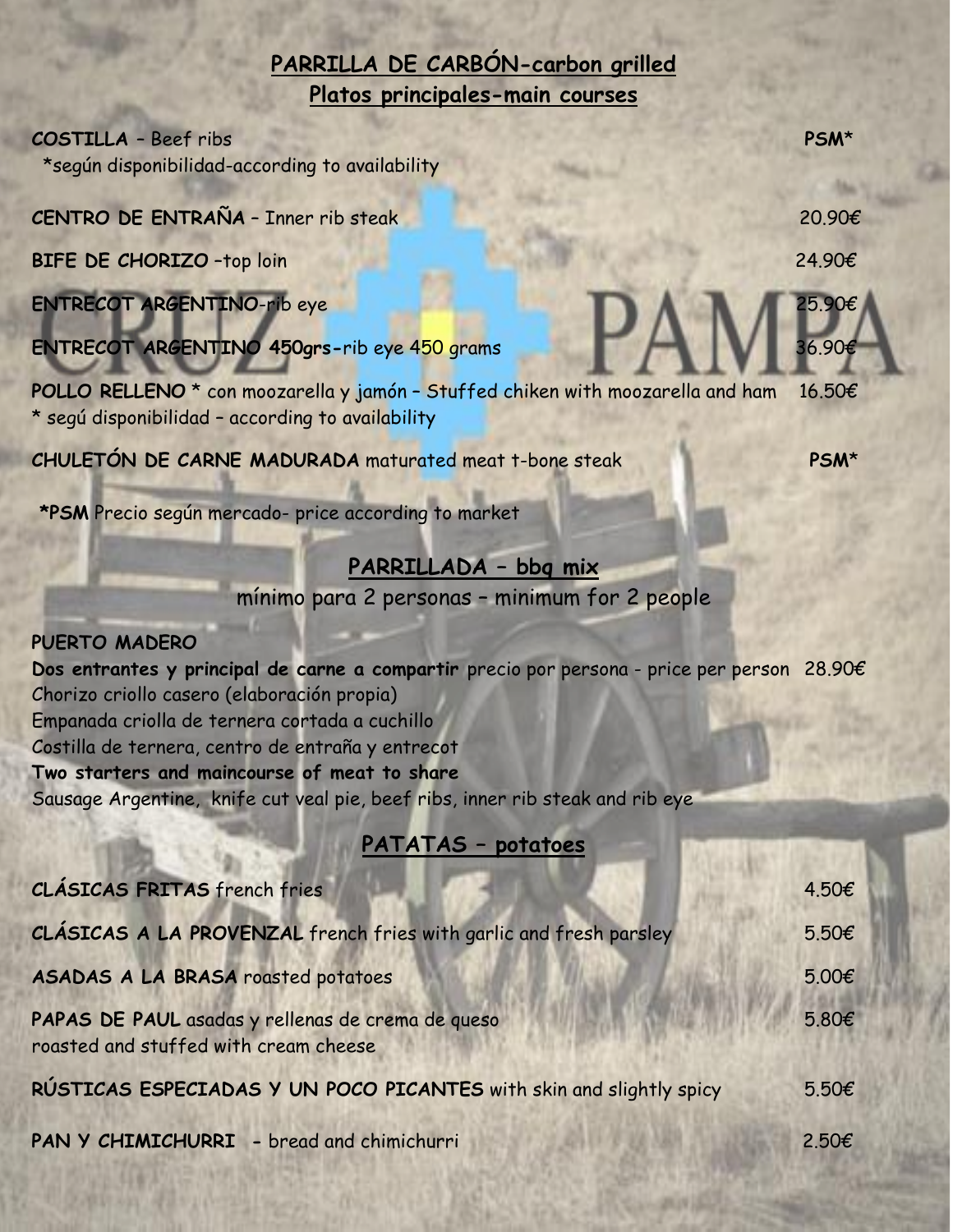## PARRILLA DE CARBÓN-carbon grilled

### Platos principales-main courses

| | |
|---|---|
| **COSTILLA** – Beef ribs<br>*según disponibilidad-according to availability | PSM* |
| **CENTRO DE ENTRAÑA** – Inner rib steak | 20.90€ |
| **BIFE DE CHORIZO** –top loin | 24.90€ |
| **ENTRECOT ARGENTINO**-rib eye | 25.90€ |
| **ENTRECOT ARGENTINO 450grs**-rib eye 450 grams | 36.90€ |
| **POLLO RELLENO** * con moozarella y jamón – Stuffed chiken with moozarella and ham<br>* segú disponibilidad – according to availability | 16.50€ |
| **CHULETÓN DE CARNE MADURADA** maturated meat t-bone steak | PSM* |

***PSM** Precio según mercado- price according to market

## PARRILLADA – bbq mix

mínimo para 2 personas – minimum for 2 people

**PUERTO MADERO**

**Dos entrantes y principal de carne a compartir** precio por persona - price per person 28.90€

Chorizo criollo casero (elaboración propia)
Empanada criolla de ternera cortada a cuchillo
Costilla de ternera, centro de entraña y entrecot

**Two starters and maincourse of meat to share**

Sausage Argentine, knife cut veal pie, beef ribs, inner rib steak and rib eye

## PATATAS – potatoes

| | |
|---|---|
| **CLÁSICAS FRITAS** french fries | 4.50€ |
| **CLÁSICAS A LA PROVENZAL** french fries with garlic and fresh parsley | 5.50€ |
| **ASADAS A LA BRASA** roasted potatoes | 5.00€ |
| **PAPAS DE PAUL** asadas y rellenas de crema de queso<br>roasted and stuffed with cream cheese | 5.80€ |
| **RÚSTICAS ESPECIADAS Y UN POCO PICANTES** with skin and slightly spicy | 5.50€ |
| **PAN Y CHIMICHURRI** - bread and chimichurri | 2.50€ |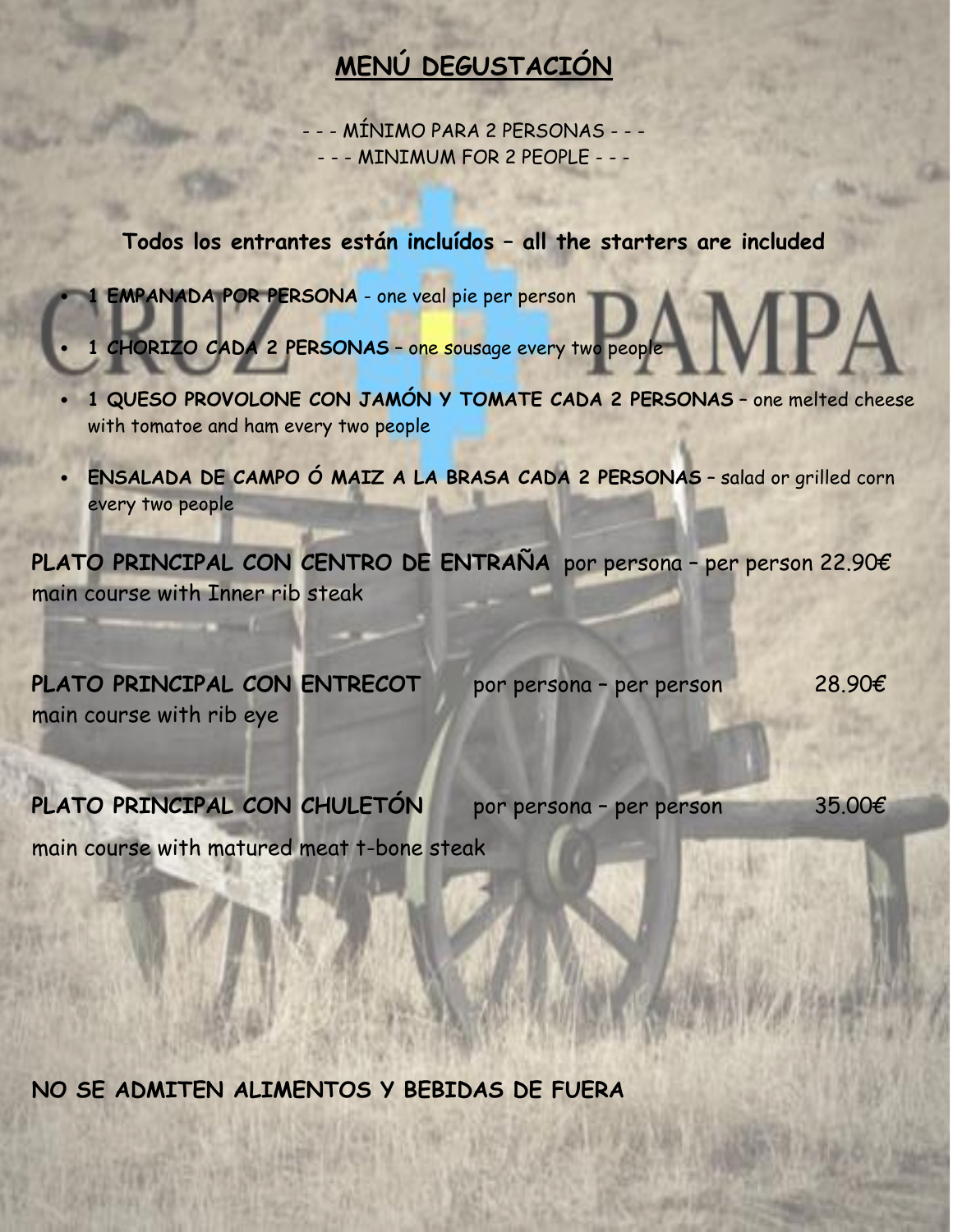# MENÚ DEGUSTACIÓN

- - - MÍNIMO PARA 2 PERSONAS - - -
- - - MINIMUM FOR 2 PEOPLE - - -

**Todos los entrantes están incluídos – all the starters are included**

- **1 EMPANADA POR PERSONA** - one veal pie per person
- **1 CHORIZO CADA 2 PERSONAS** – one sousage every two people
- **1 QUESO PROVOLONE CON JAMÓN Y TOMATE CADA 2 PERSONAS** – one melted cheese with tomatoe and ham every two people
- **ENSALADA DE CAMPO Ó MAIZ A LA BRASA CADA 2 PERSONAS** – salad or grilled corn every two people

**PLATO PRINCIPAL CON CENTRO DE ENTRAÑA** por persona – per person 22.90€
main course with Inner rib steak

**PLATO PRINCIPAL CON ENTRECOT** por persona – per person 28.90€
main course with rib eye

**PLATO PRINCIPAL CON CHULETÓN** por persona – per person 35.00€
main course with matured meat t-bone steak

**NO SE ADMITEN ALIMENTOS Y BEBIDAS DE FUERA**